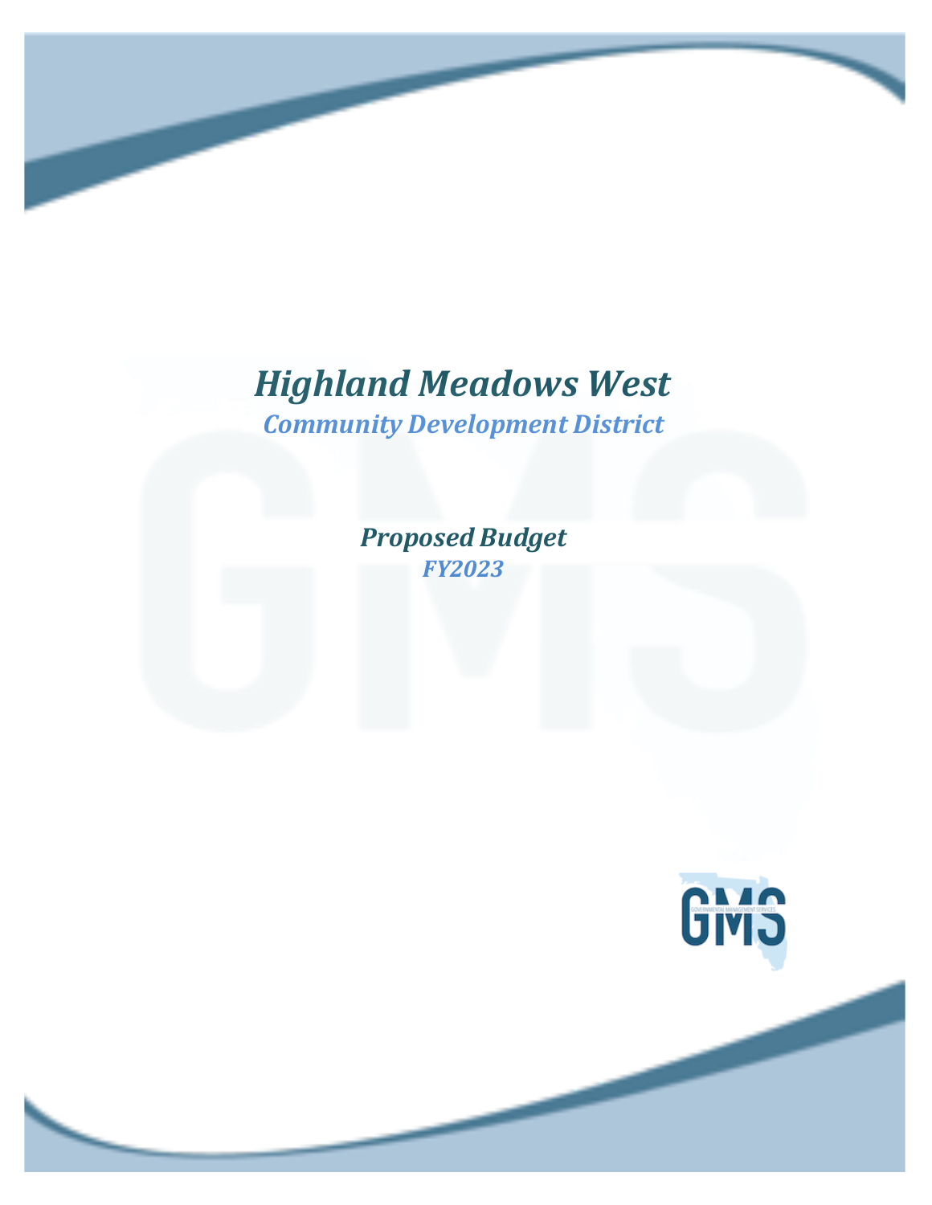# Highland Meadows West

## Community Development District

### Proposed Budget

### FY2023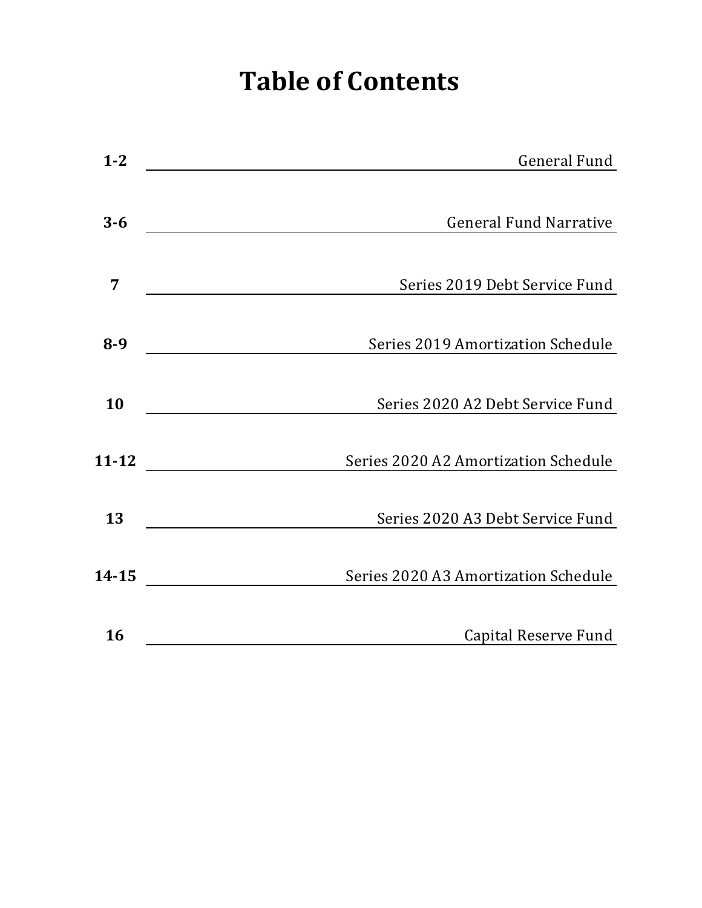# Table of Contents

| Page | Section |
|---|---|
| **1-2** | General Fund |
| **3-6** | General Fund Narrative |
| **7** | Series 2019 Debt Service Fund |
| **8-9** | Series 2019 Amortization Schedule |
| **10** | Series 2020 A2 Debt Service Fund |
| **11-12** | Series 2020 A2 Amortization Schedule |
| **13** | Series 2020 A3 Debt Service Fund |
| **14-15** | Series 2020 A3 Amortization Schedule |
| **16** | Capital Reserve Fund |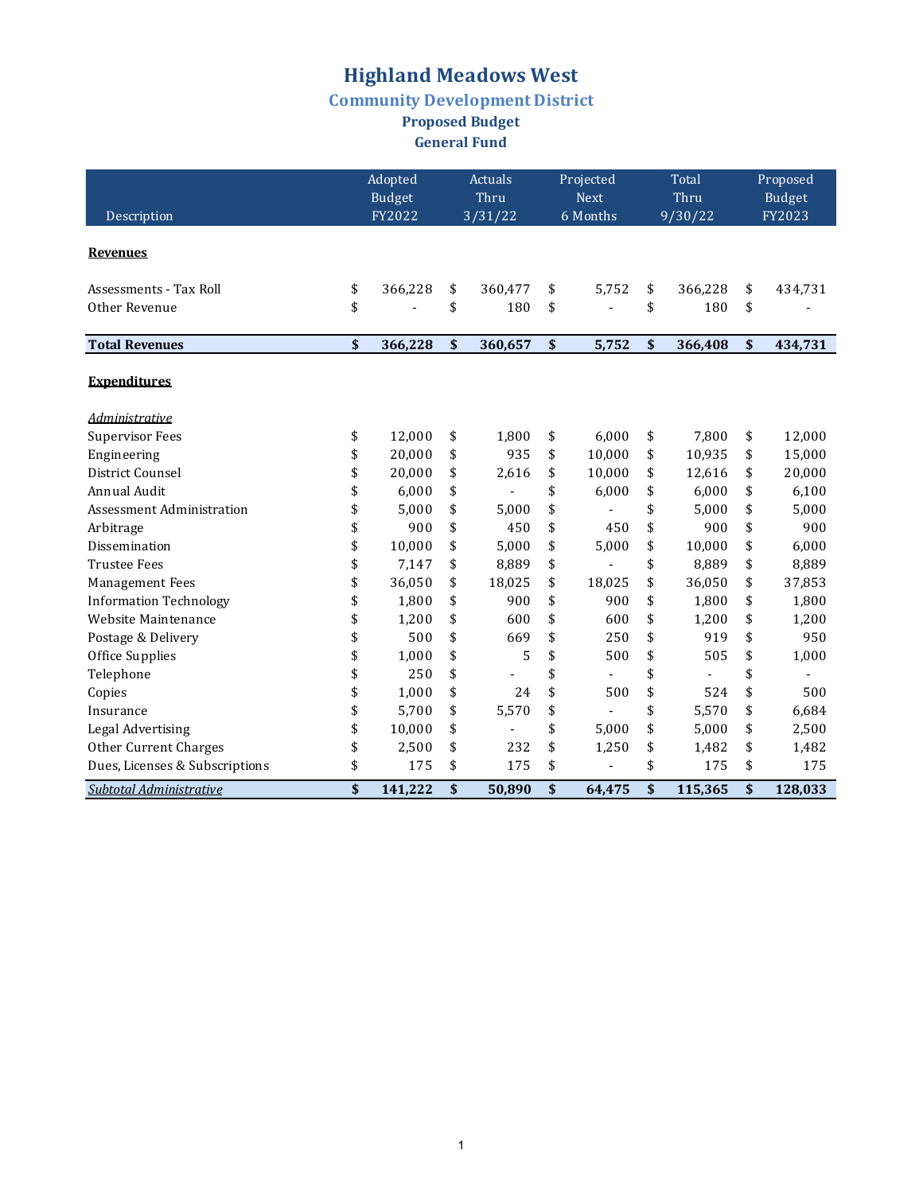# Highland Meadows West

## Community Development District

### Proposed Budget

### General Fund

| Description | Adopted Budget FY2022 | Actuals Thru 3/31/22 | Projected Next 6 Months | Total Thru 9/30/22 | Proposed Budget FY2023 |
|---|---|---|---|---|---|
| **Revenues** | | | | | |
| Assessments - Tax Roll | $ 366,228 | $ 360,477 | $ 5,752 | $ 366,228 | $ 434,731 |
| Other Revenue | $ - | $ 180 | $ - | $ 180 | $ - |
| **Total Revenues** | **$ 366,228** | **$ 360,657** | **$ 5,752** | **$ 366,408** | **$ 434,731** |
| **Expenditures** | | | | | |
| *Administrative* | | | | | |
| Supervisor Fees | $ 12,000 | $ 1,800 | $ 6,000 | $ 7,800 | $ 12,000 |
| Engineering | $ 20,000 | $ 935 | $ 10,000 | $ 10,935 | $ 15,000 |
| District Counsel | $ 20,000 | $ 2,616 | $ 10,000 | $ 12,616 | $ 20,000 |
| Annual Audit | $ 6,000 | $ - | $ 6,000 | $ 6,000 | $ 6,100 |
| Assessment Administration | $ 5,000 | $ 5,000 | $ - | $ 5,000 | $ 5,000 |
| Arbitrage | $ 900 | $ 450 | $ 450 | $ 900 | $ 900 |
| Dissemination | $ 10,000 | $ 5,000 | $ 5,000 | $ 10,000 | $ 6,000 |
| Trustee Fees | $ 7,147 | $ 8,889 | $ - | $ 8,889 | $ 8,889 |
| Management Fees | $ 36,050 | $ 18,025 | $ 18,025 | $ 36,050 | $ 37,853 |
| Information Technology | $ 1,800 | $ 900 | $ 900 | $ 1,800 | $ 1,800 |
| Website Maintenance | $ 1,200 | $ 600 | $ 600 | $ 1,200 | $ 1,200 |
| Postage & Delivery | $ 500 | $ 669 | $ 250 | $ 919 | $ 950 |
| Office Supplies | $ 1,000 | $ 5 | $ 500 | $ 505 | $ 1,000 |
| Telephone | $ 250 | $ - | $ - | $ - | $ - |
| Copies | $ 1,000 | $ 24 | $ 500 | $ 524 | $ 500 |
| Insurance | $ 5,700 | $ 5,570 | $ - | $ 5,570 | $ 6,684 |
| Legal Advertising | $ 10,000 | $ - | $ 5,000 | $ 5,000 | $ 2,500 |
| Other Current Charges | $ 2,500 | $ 232 | $ 1,250 | $ 1,482 | $ 1,482 |
| Dues, Licenses & Subscriptions | $ 175 | $ 175 | $ - | $ 175 | $ 175 |
| *Subtotal Administrative* | **$ 141,222** | **$ 50,890** | **$ 64,475** | **$ 115,365** | **$ 128,033** |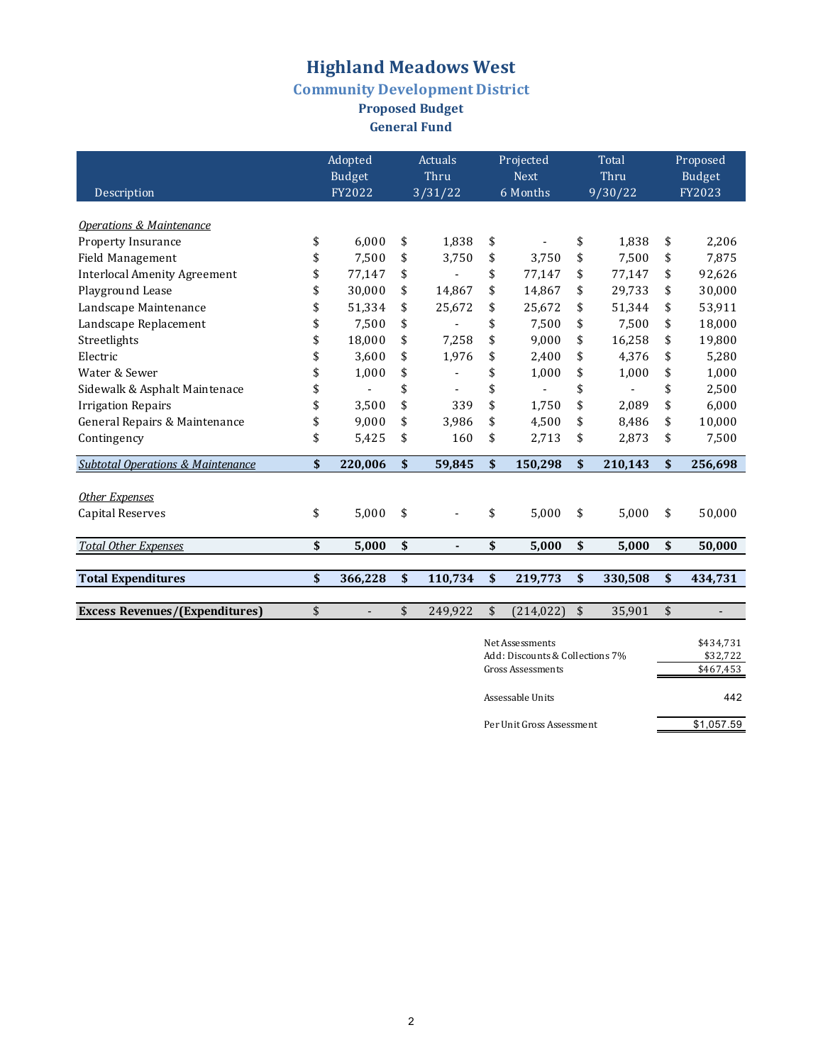# Highland Meadows West

## Community Development District

### Proposed Budget

### General Fund

| Description | Adopted Budget FY2022 | Actuals Thru 3/31/22 | Projected Next 6 Months | Total Thru 9/30/22 | Proposed Budget FY2023 |
|---|---|---|---|---|---|
| *Operations & Maintenance* | | | | | |
| Property Insurance | $ 6,000 | $ 1,838 | $ - | $ 1,838 | $ 2,206 |
| Field Management | $ 7,500 | $ 3,750 | $ 3,750 | $ 7,500 | $ 7,875 |
| Interlocal Amenity Agreement | $ 77,147 | $ - | $ 77,147 | $ 77,147 | $ 92,626 |
| Playground Lease | $ 30,000 | $ 14,867 | $ 14,867 | $ 29,733 | $ 30,000 |
| Landscape Maintenance | $ 51,334 | $ 25,672 | $ 25,672 | $ 51,344 | $ 53,911 |
| Landscape Replacement | $ 7,500 | $ - | $ 7,500 | $ 7,500 | $ 18,000 |
| Streetlights | $ 18,000 | $ 7,258 | $ 9,000 | $ 16,258 | $ 19,800 |
| Electric | $ 3,600 | $ 1,976 | $ 2,400 | $ 4,376 | $ 5,280 |
| Water & Sewer | $ 1,000 | $ - | $ 1,000 | $ 1,000 | $ 1,000 |
| Sidewalk & Asphalt Maintenace | $ - | $ - | $ - | $ - | $ 2,500 |
| Irrigation Repairs | $ 3,500 | $ 339 | $ 1,750 | $ 2,089 | $ 6,000 |
| General Repairs & Maintenance | $ 9,000 | $ 3,986 | $ 4,500 | $ 8,486 | $ 10,000 |
| Contingency | $ 5,425 | $ 160 | $ 2,713 | $ 2,873 | $ 7,500 |
| ***Subtotal Operations & Maintenance*** | **$ 220,006** | **$ 59,845** | **$ 150,298** | **$ 210,143** | **$ 256,698** |
| *Other Expenses* | | | | | |
| Capital Reserves | $ 5,000 | $ - | $ 5,000 | $ 5,000 | $ 50,000 |
| ***Total Other Expenses*** | **$ 5,000** | **$ -** | **$ 5,000** | **$ 5,000** | **$ 50,000** |
| **Total Expenditures** | **$ 366,228** | **$ 110,734** | **$ 219,773** | **$ 330,508** | **$ 434,731** |
| **Excess Revenues/(Expenditures)** | $ - | $ 249,922 | $ (214,022) | $ 35,901 | $ - |

| | |
|---|---|
| Net Assessments | $434,731 |
| Add: Discounts & Collections 7% | $32,722 |
| Gross Assessments | $467,453 |
| Assessable Units | 442 |
| Per Unit Gross Assessment | $1,057.59 |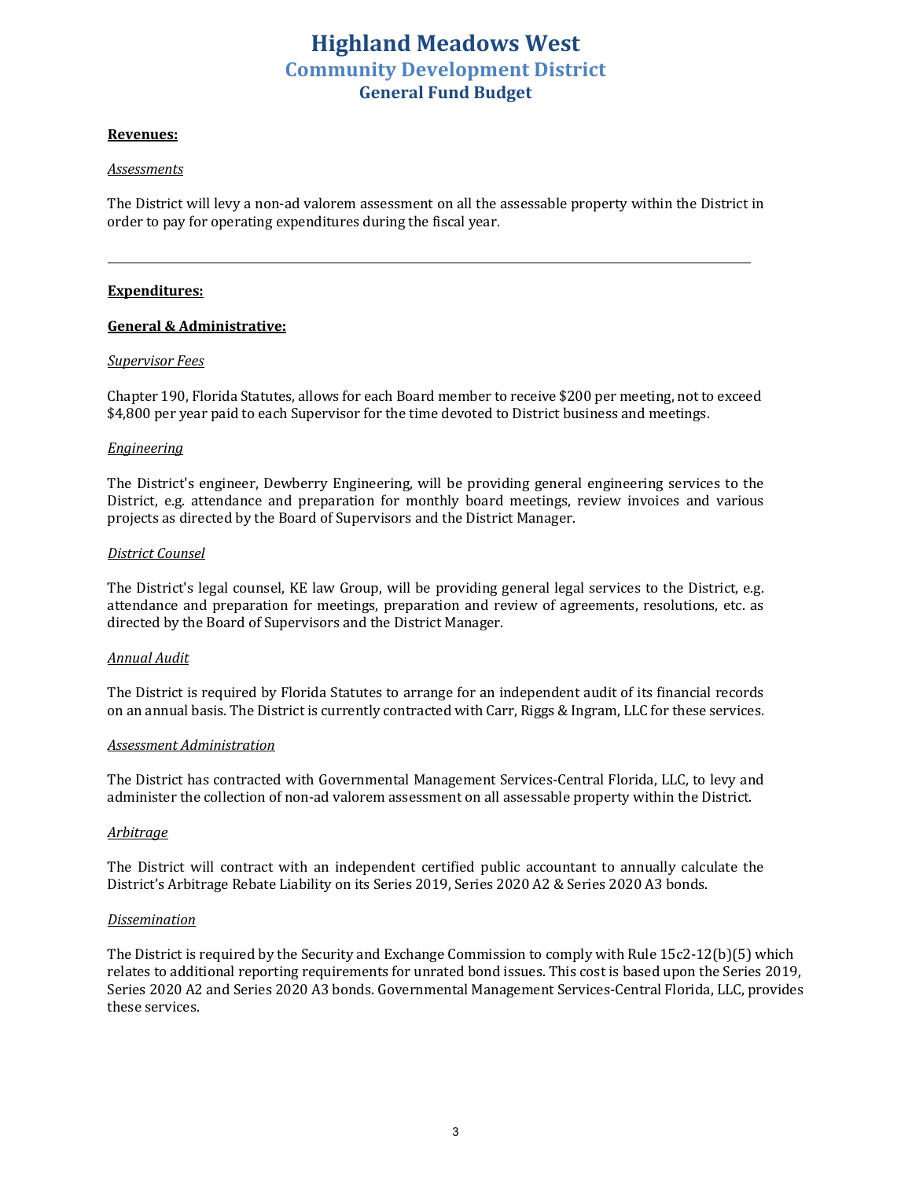# Highland Meadows West
## Community Development District
### General Fund Budget

**Revenues:**

*Assessments*

The District will levy a non-ad valorem assessment on all the assessable property within the District in order to pay for operating expenditures during the fiscal year.

---

**Expenditures:**

**General & Administrative:**

*Supervisor Fees*

Chapter 190, Florida Statutes, allows for each Board member to receive $200 per meeting, not to exceed $4,800 per year paid to each Supervisor for the time devoted to District business and meetings.

*Engineering*

The District's engineer, Dewberry Engineering, will be providing general engineering services to the District, e.g. attendance and preparation for monthly board meetings, review invoices and various projects as directed by the Board of Supervisors and the District Manager.

*District Counsel*

The District's legal counsel, KE law Group, will be providing general legal services to the District, e.g. attendance and preparation for meetings, preparation and review of agreements, resolutions, etc. as directed by the Board of Supervisors and the District Manager.

*Annual Audit*

The District is required by Florida Statutes to arrange for an independent audit of its financial records on an annual basis. The District is currently contracted with Carr, Riggs & Ingram, LLC for these services.

*Assessment Administration*

The District has contracted with Governmental Management Services-Central Florida, LLC, to levy and administer the collection of non-ad valorem assessment on all assessable property within the District.

*Arbitrage*

The District will contract with an independent certified public accountant to annually calculate the District's Arbitrage Rebate Liability on its Series 2019, Series 2020 A2 & Series 2020 A3 bonds.

*Dissemination*

The District is required by the Security and Exchange Commission to comply with Rule 15c2-12(b)(5) which relates to additional reporting requirements for unrated bond issues. This cost is based upon the Series 2019, Series 2020 A2 and Series 2020 A3 bonds. Governmental Management Services-Central Florida, LLC, provides these services.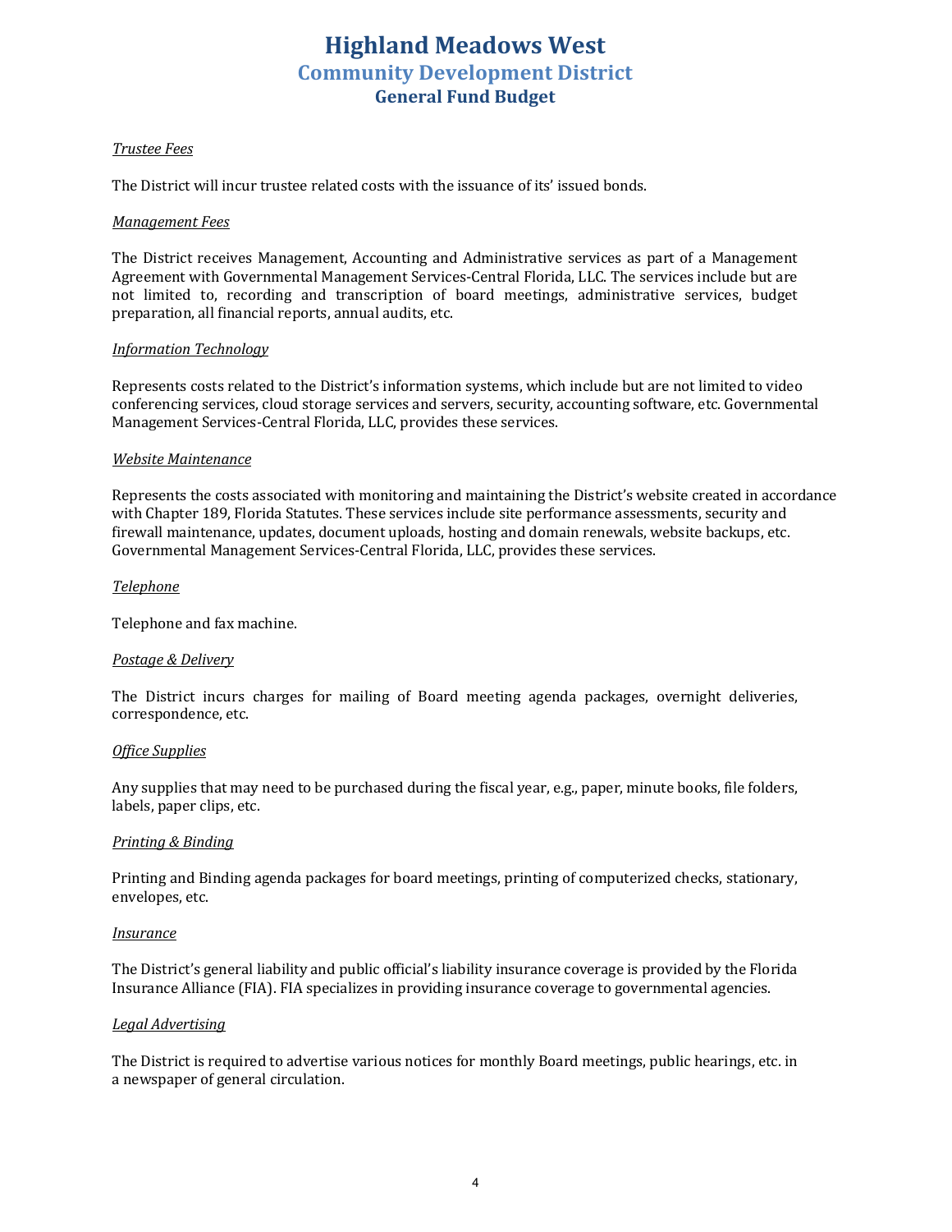# Highland Meadows West
## Community Development District
### General Fund Budget

*Trustee Fees*

The District will incur trustee related costs with the issuance of its' issued bonds.

*Management Fees*

The District receives Management, Accounting and Administrative services as part of a Management Agreement with Governmental Management Services-Central Florida, LLC. The services include but are not limited to, recording and transcription of board meetings, administrative services, budget preparation, all financial reports, annual audits, etc.

*Information Technology*

Represents costs related to the District's information systems, which include but are not limited to video conferencing services, cloud storage services and servers, security, accounting software, etc. Governmental Management Services-Central Florida, LLC, provides these services.

*Website Maintenance*

Represents the costs associated with monitoring and maintaining the District's website created in accordance with Chapter 189, Florida Statutes. These services include site performance assessments, security and firewall maintenance, updates, document uploads, hosting and domain renewals, website backups, etc. Governmental Management Services-Central Florida, LLC, provides these services.

*Telephone*

Telephone and fax machine.

*Postage & Delivery*

The District incurs charges for mailing of Board meeting agenda packages, overnight deliveries, correspondence, etc.

*Office Supplies*

Any supplies that may need to be purchased during the fiscal year, e.g., paper, minute books, file folders, labels, paper clips, etc.

*Printing & Binding*

Printing and Binding agenda packages for board meetings, printing of computerized checks, stationary, envelopes, etc.

*Insurance*

The District's general liability and public official's liability insurance coverage is provided by the Florida Insurance Alliance (FIA). FIA specializes in providing insurance coverage to governmental agencies.

*Legal Advertising*

The District is required to advertise various notices for monthly Board meetings, public hearings, etc. in a newspaper of general circulation.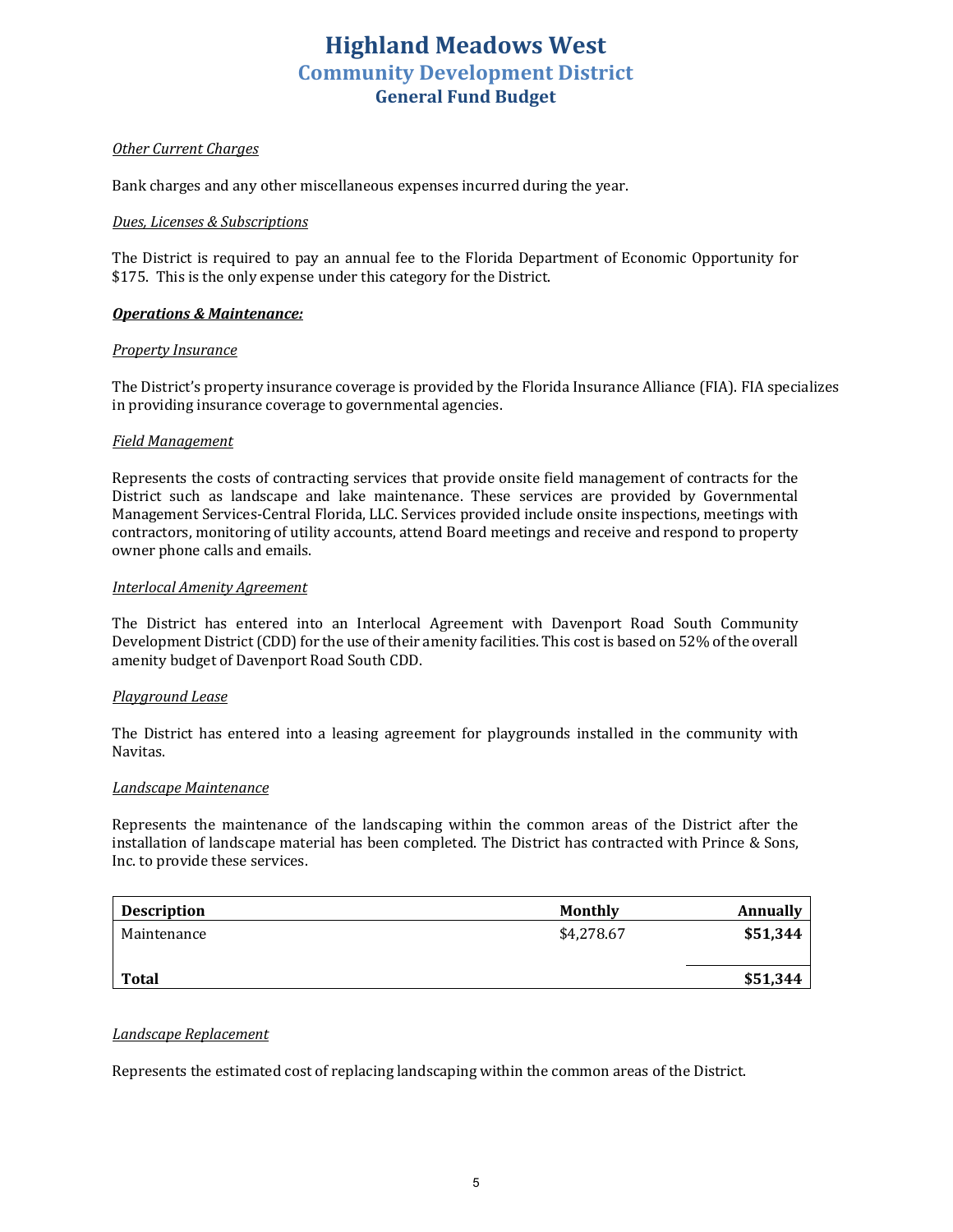# Highland Meadows West
## Community Development District
### General Fund Budget

_Other Current Charges_

Bank charges and any other miscellaneous expenses incurred during the year.

_Dues, Licenses & Subscriptions_

The District is required to pay an annual fee to the Florida Department of Economic Opportunity for $175. This is the only expense under this category for the District.

**_Operations & Maintenance:_**

_Property Insurance_

The District's property insurance coverage is provided by the Florida Insurance Alliance (FIA). FIA specializes in providing insurance coverage to governmental agencies.

_Field Management_

Represents the costs of contracting services that provide onsite field management of contracts for the District such as landscape and lake maintenance. These services are provided by Governmental Management Services-Central Florida, LLC. Services provided include onsite inspections, meetings with contractors, monitoring of utility accounts, attend Board meetings and receive and respond to property owner phone calls and emails.

_Interlocal Amenity Agreement_

The District has entered into an Interlocal Agreement with Davenport Road South Community Development District (CDD) for the use of their amenity facilities. This cost is based on 52% of the overall amenity budget of Davenport Road South CDD.

_Playground Lease_

The District has entered into a leasing agreement for playgrounds installed in the community with Navitas.

_Landscape Maintenance_

Represents the maintenance of the landscaping within the common areas of the District after the installation of landscape material has been completed. The District has contracted with Prince & Sons, Inc. to provide these services.

| Description | Monthly | Annually |
|---|---|---|
| Maintenance | $4,278.67 | **$51,344** |
| **Total** | | **$51,344** |

_Landscape Replacement_

Represents the estimated cost of replacing landscaping within the common areas of the District.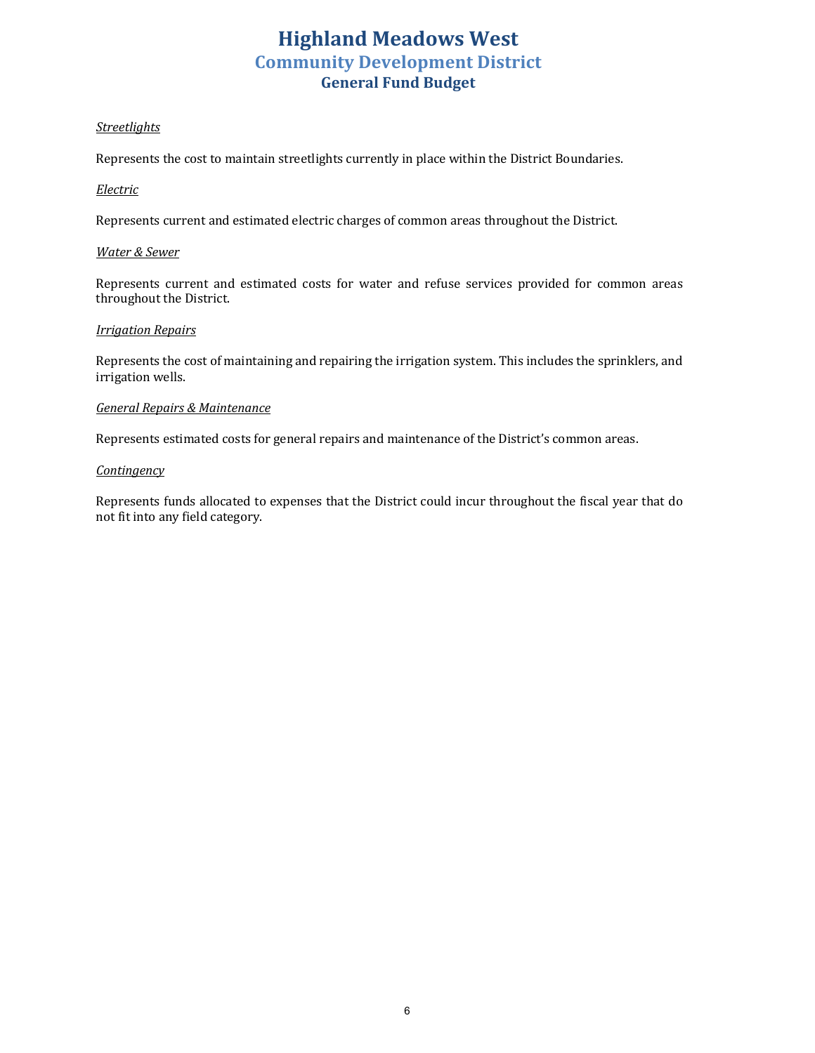# Highland Meadows West
## Community Development District
### General Fund Budget

*Streetlights*

Represents the cost to maintain streetlights currently in place within the District Boundaries.

*Electric*

Represents current and estimated electric charges of common areas throughout the District.

*Water & Sewer*

Represents current and estimated costs for water and refuse services provided for common areas throughout the District.

*Irrigation Repairs*

Represents the cost of maintaining and repairing the irrigation system. This includes the sprinklers, and irrigation wells.

*General Repairs & Maintenance*

Represents estimated costs for general repairs and maintenance of the District's common areas.

*Contingency*

Represents funds allocated to expenses that the District could incur throughout the fiscal year that do not fit into any field category.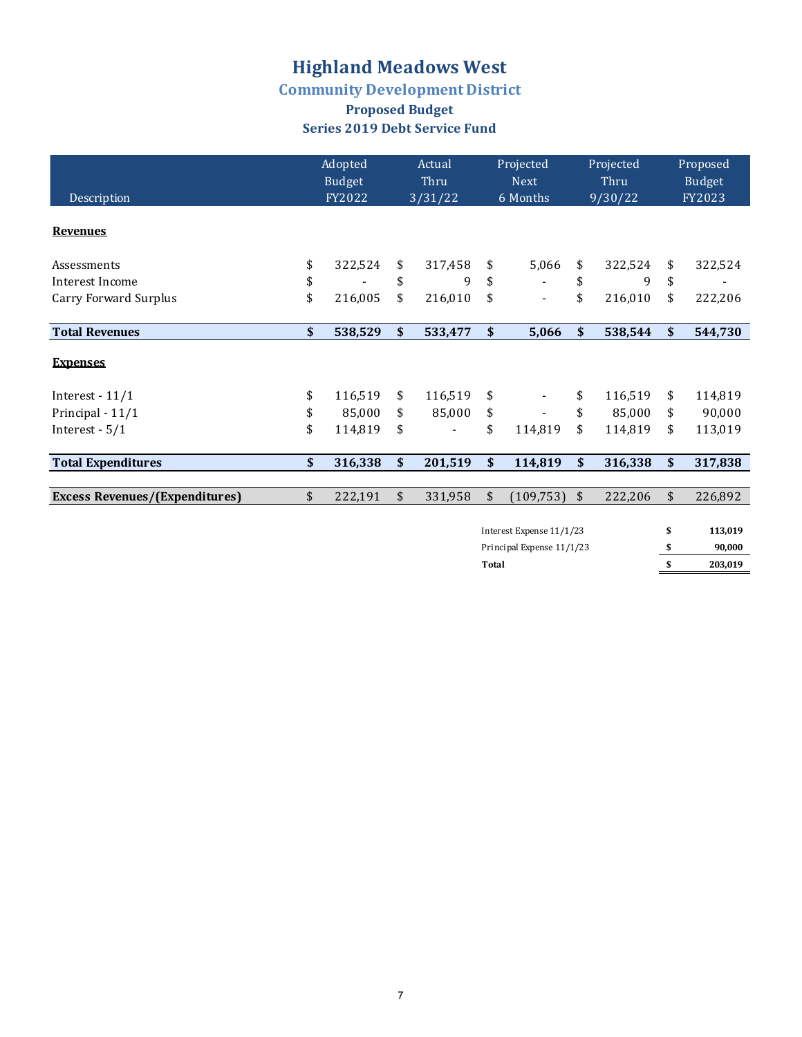# Highland Meadows West

## Community Development District

### Proposed Budget

### Series 2019 Debt Service Fund

| Description | Adopted Budget FY2022 | Actual Thru 3/31/22 | Projected Next 6 Months | Projected Thru 9/30/22 | Proposed Budget FY2023 |
|---|---|---|---|---|---|
| **Revenues** | | | | | |
| Assessments | $ 322,524 | $ 317,458 | $ 5,066 | $ 322,524 | $ 322,524 |
| Interest Income | $ - | $ 9 | $ - | $ 9 | $ - |
| Carry Forward Surplus | $ 216,005 | $ 216,010 | $ - | $ 216,010 | $ 222,206 |
| **Total Revenues** | **$ 538,529** | **$ 533,477** | **$ 5,066** | **$ 538,544** | **$ 544,730** |
| **Expenses** | | | | | |
| Interest - 11/1 | $ 116,519 | $ 116,519 | $ - | $ 116,519 | $ 114,819 |
| Principal - 11/1 | $ 85,000 | $ 85,000 | $ - | $ 85,000 | $ 90,000 |
| Interest - 5/1 | $ 114,819 | $ - | $ 114,819 | $ 114,819 | $ 113,019 |
| **Total Expenditures** | **$ 316,338** | **$ 201,519** | **$ 114,819** | **$ 316,338** | **$ 317,838** |
| **Excess Revenues/(Expenditures)** | $ 222,191 | $ 331,958 | $ (109,753) | $ 222,206 | $ 226,892 |

| | |
|---|---|
| Interest Expense 11/1/23 | $ 113,019 |
| Principal Expense 11/1/23 | $ 90,000 |
| **Total** | **$ 203,019** |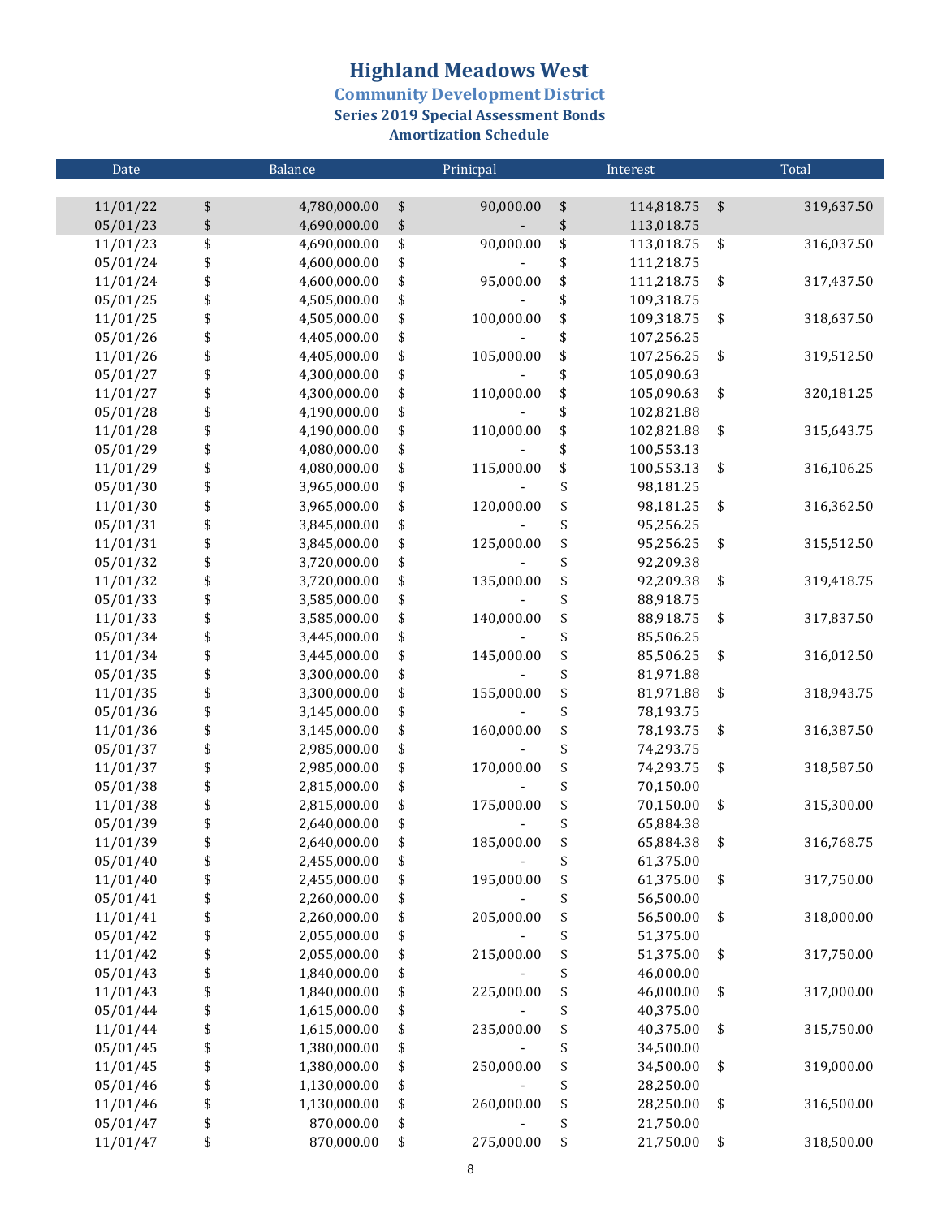# Highland Meadows West

## Community Development District

### Series 2019 Special Assessment Bonds
### Amortization Schedule

| Date | Balance | Prinicpal | Interest | Total |
|---|---|---|---|---|
| 11/01/22 | $ 4,780,000.00 | $ 90,000.00 | $ 114,818.75 | $ 319,637.50 |
| 05/01/23 | $ 4,690,000.00 | $ - | $ 113,018.75 | |
| 11/01/23 | $ 4,690,000.00 | $ 90,000.00 | $ 113,018.75 | $ 316,037.50 |
| 05/01/24 | $ 4,600,000.00 | $ - | $ 111,218.75 | |
| 11/01/24 | $ 4,600,000.00 | $ 95,000.00 | $ 111,218.75 | $ 317,437.50 |
| 05/01/25 | $ 4,505,000.00 | $ - | $ 109,318.75 | |
| 11/01/25 | $ 4,505,000.00 | $ 100,000.00 | $ 109,318.75 | $ 318,637.50 |
| 05/01/26 | $ 4,405,000.00 | $ - | $ 107,256.25 | |
| 11/01/26 | $ 4,405,000.00 | $ 105,000.00 | $ 107,256.25 | $ 319,512.50 |
| 05/01/27 | $ 4,300,000.00 | $ - | $ 105,090.63 | |
| 11/01/27 | $ 4,300,000.00 | $ 110,000.00 | $ 105,090.63 | $ 320,181.25 |
| 05/01/28 | $ 4,190,000.00 | $ - | $ 102,821.88 | |
| 11/01/28 | $ 4,190,000.00 | $ 110,000.00 | $ 102,821.88 | $ 315,643.75 |
| 05/01/29 | $ 4,080,000.00 | $ - | $ 100,553.13 | |
| 11/01/29 | $ 4,080,000.00 | $ 115,000.00 | $ 100,553.13 | $ 316,106.25 |
| 05/01/30 | $ 3,965,000.00 | $ - | $ 98,181.25 | |
| 11/01/30 | $ 3,965,000.00 | $ 120,000.00 | $ 98,181.25 | $ 316,362.50 |
| 05/01/31 | $ 3,845,000.00 | $ - | $ 95,256.25 | |
| 11/01/31 | $ 3,845,000.00 | $ 125,000.00 | $ 95,256.25 | $ 315,512.50 |
| 05/01/32 | $ 3,720,000.00 | $ - | $ 92,209.38 | |
| 11/01/32 | $ 3,720,000.00 | $ 135,000.00 | $ 92,209.38 | $ 319,418.75 |
| 05/01/33 | $ 3,585,000.00 | $ - | $ 88,918.75 | |
| 11/01/33 | $ 3,585,000.00 | $ 140,000.00 | $ 88,918.75 | $ 317,837.50 |
| 05/01/34 | $ 3,445,000.00 | $ - | $ 85,506.25 | |
| 11/01/34 | $ 3,445,000.00 | $ 145,000.00 | $ 85,506.25 | $ 316,012.50 |
| 05/01/35 | $ 3,300,000.00 | $ - | $ 81,971.88 | |
| 11/01/35 | $ 3,300,000.00 | $ 155,000.00 | $ 81,971.88 | $ 318,943.75 |
| 05/01/36 | $ 3,145,000.00 | $ - | $ 78,193.75 | |
| 11/01/36 | $ 3,145,000.00 | $ 160,000.00 | $ 78,193.75 | $ 316,387.50 |
| 05/01/37 | $ 2,985,000.00 | $ - | $ 74,293.75 | |
| 11/01/37 | $ 2,985,000.00 | $ 170,000.00 | $ 74,293.75 | $ 318,587.50 |
| 05/01/38 | $ 2,815,000.00 | $ - | $ 70,150.00 | |
| 11/01/38 | $ 2,815,000.00 | $ 175,000.00 | $ 70,150.00 | $ 315,300.00 |
| 05/01/39 | $ 2,640,000.00 | $ - | $ 65,884.38 | |
| 11/01/39 | $ 2,640,000.00 | $ 185,000.00 | $ 65,884.38 | $ 316,768.75 |
| 05/01/40 | $ 2,455,000.00 | $ - | $ 61,375.00 | |
| 11/01/40 | $ 2,455,000.00 | $ 195,000.00 | $ 61,375.00 | $ 317,750.00 |
| 05/01/41 | $ 2,260,000.00 | $ - | $ 56,500.00 | |
| 11/01/41 | $ 2,260,000.00 | $ 205,000.00 | $ 56,500.00 | $ 318,000.00 |
| 05/01/42 | $ 2,055,000.00 | $ - | $ 51,375.00 | |
| 11/01/42 | $ 2,055,000.00 | $ 215,000.00 | $ 51,375.00 | $ 317,750.00 |
| 05/01/43 | $ 1,840,000.00 | $ - | $ 46,000.00 | |
| 11/01/43 | $ 1,840,000.00 | $ 225,000.00 | $ 46,000.00 | $ 317,000.00 |
| 05/01/44 | $ 1,615,000.00 | $ - | $ 40,375.00 | |
| 11/01/44 | $ 1,615,000.00 | $ 235,000.00 | $ 40,375.00 | $ 315,750.00 |
| 05/01/45 | $ 1,380,000.00 | $ - | $ 34,500.00 | |
| 11/01/45 | $ 1,380,000.00 | $ 250,000.00 | $ 34,500.00 | $ 319,000.00 |
| 05/01/46 | $ 1,130,000.00 | $ - | $ 28,250.00 | |
| 11/01/46 | $ 1,130,000.00 | $ 260,000.00 | $ 28,250.00 | $ 316,500.00 |
| 05/01/47 | $ 870,000.00 | $ - | $ 21,750.00 | |
| 11/01/47 | $ 870,000.00 | $ 275,000.00 | $ 21,750.00 | $ 318,500.00 |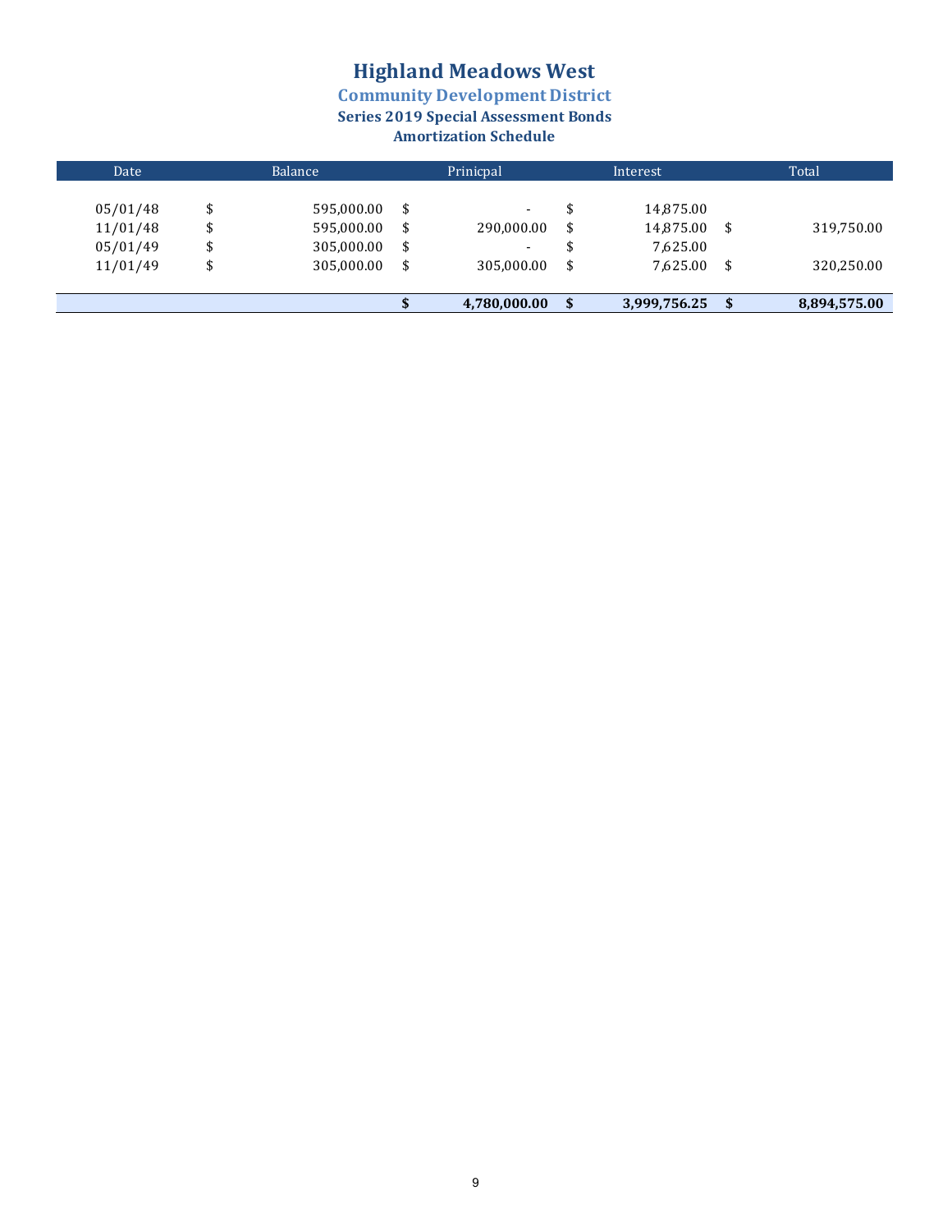# Highland Meadows West

## Community Development District

### Series 2019 Special Assessment Bonds

### Amortization Schedule

| Date | Balance | Prinicpal | Interest | Total |
|---|---|---|---|---|
| 05/01/48 | $ 595,000.00 | $ - | $ 14,875.00 | |
| 11/01/48 | $ 595,000.00 | $ 290,000.00 | $ 14,875.00 | $ 319,750.00 |
| 05/01/49 | $ 305,000.00 | $ - | $ 7,625.00 | |
| 11/01/49 | $ 305,000.00 | $ 305,000.00 | $ 7,625.00 | $ 320,250.00 |
| | | **$ 4,780,000.00** | **$ 3,999,756.25** | **$ 8,894,575.00** |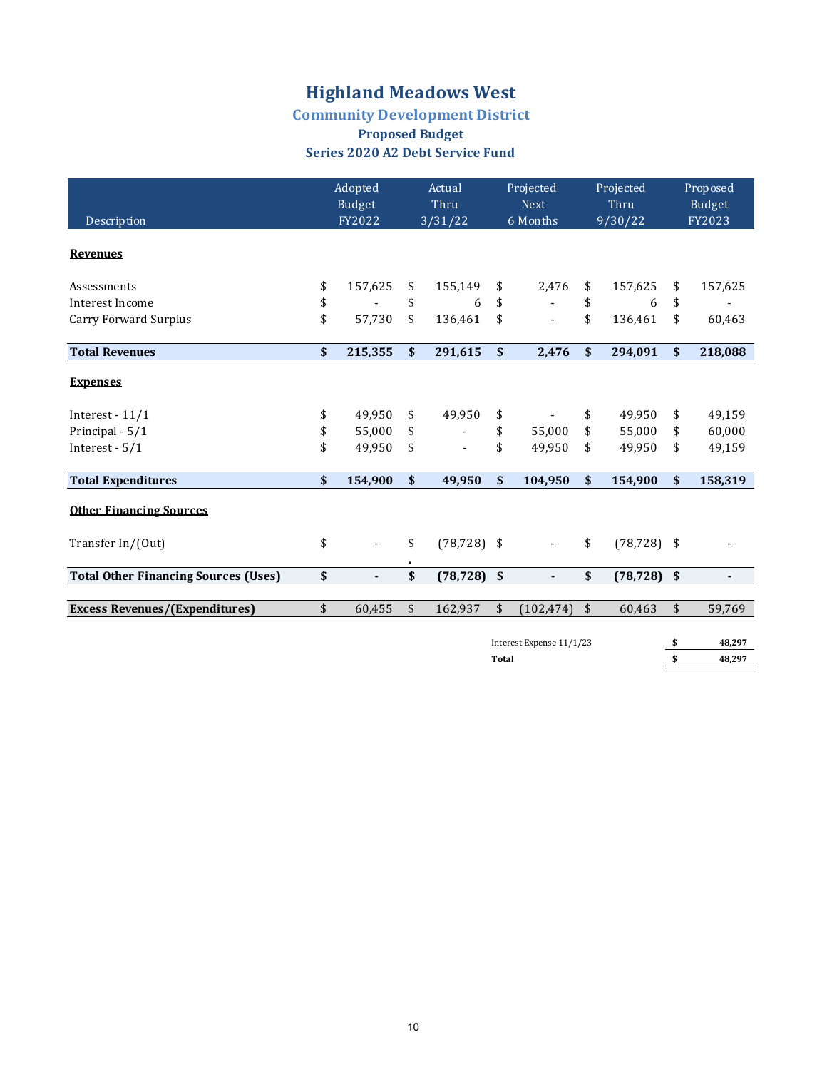# Highland Meadows West

## Community Development District

### Proposed Budget

### Series 2020 A2 Debt Service Fund

| Description | Adopted Budget FY2022 | Actual Thru 3/31/22 | Projected Next 6 Months | Projected Thru 9/30/22 | Proposed Budget FY2023 |
|---|---|---|---|---|---|
| **Revenues** | | | | | |
| Assessments | $ 157,625 | $ 155,149 | $ 2,476 | $ 157,625 | $ 157,625 |
| Interest Income | $ - | $ 6 | $ - | $ 6 | $ - |
| Carry Forward Surplus | $ 57,730 | $ 136,461 | $ - | $ 136,461 | $ 60,463 |
| **Total Revenues** | **$ 215,355** | **$ 291,615** | **$ 2,476** | **$ 294,091** | **$ 218,088** |
| **Expenses** | | | | | |
| Interest - 11/1 | $ 49,950 | $ 49,950 | $ - | $ 49,950 | $ 49,159 |
| Principal - 5/1 | $ 55,000 | $ - | $ 55,000 | $ 55,000 | $ 60,000 |
| Interest - 5/1 | $ 49,950 | $ - | $ 49,950 | $ 49,950 | $ 49,159 |
| **Total Expenditures** | **$ 154,900** | **$ 49,950** | **$ 104,950** | **$ 154,900** | **$ 158,319** |
| **Other Financing Sources** | | | | | |
| Transfer In/(Out) | $ - | $ (78,728) | $ - | $ (78,728) | $ - |
| **Total Other Financing Sources (Uses)** | **$ -** | **$ (78,728)** | **$ -** | **$ (78,728)** | **$ -** |
| **Excess Revenues/(Expenditures)** | $ 60,455 | $ 162,937 | $ (102,474) | $ 60,463 | $ 59,769 |

| | |
|---|---|
| Interest Expense 11/1/23 | **$ 48,297** |
| **Total** | **$ 48,297** |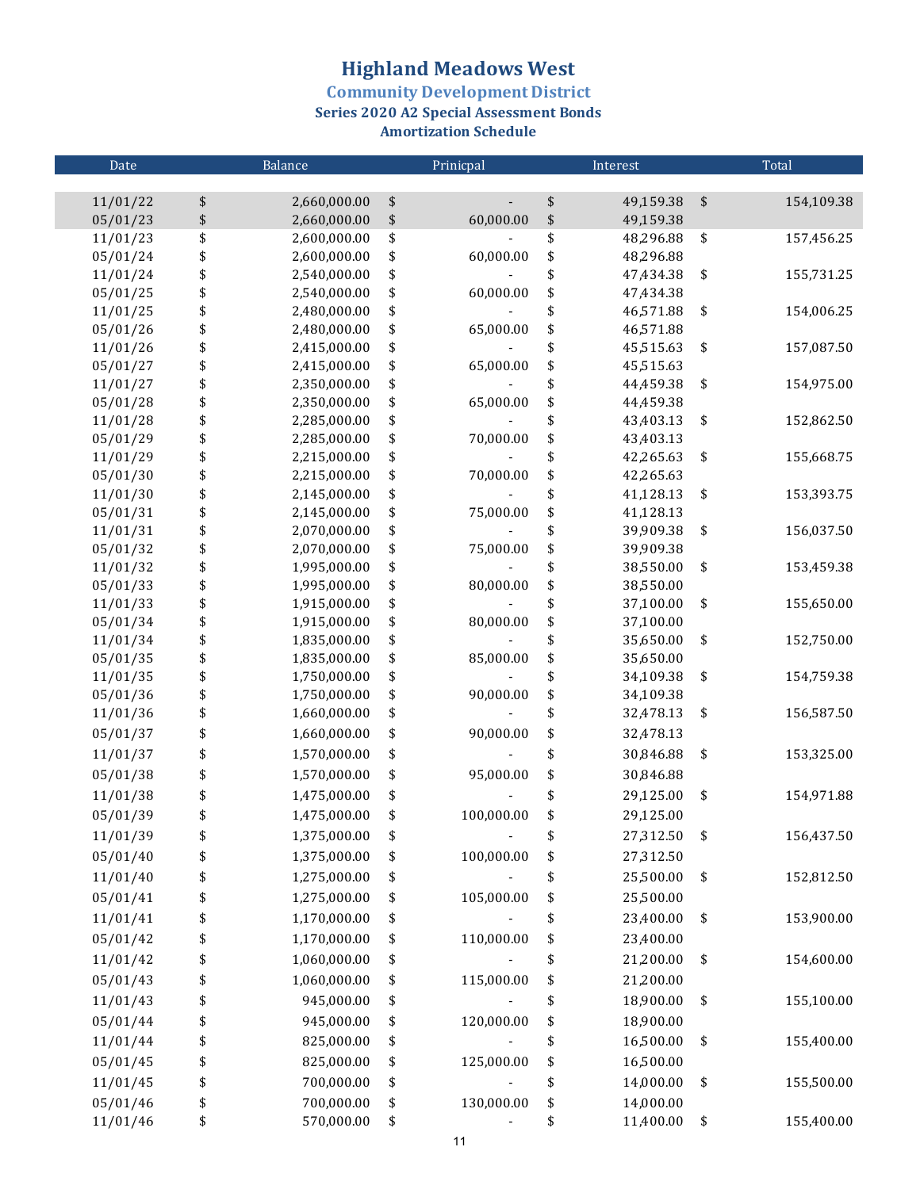# Highland Meadows West

## Community Development District

### Series 2020 A2 Special Assessment Bonds

### Amortization Schedule

| Date | Balance | Prinicpal | Interest | Total |
|---|---|---|---|---|
| 11/01/22 | $ 2,660,000.00 | $ - | $ 49,159.38 | $ 154,109.38 |
| 05/01/23 | $ 2,660,000.00 | $ 60,000.00 | $ 49,159.38 | |
| 11/01/23 | $ 2,600,000.00 | $ - | $ 48,296.88 | $ 157,456.25 |
| 05/01/24 | $ 2,600,000.00 | $ 60,000.00 | $ 48,296.88 | |
| 11/01/24 | $ 2,540,000.00 | $ - | $ 47,434.38 | $ 155,731.25 |
| 05/01/25 | $ 2,540,000.00 | $ 60,000.00 | $ 47,434.38 | |
| 11/01/25 | $ 2,480,000.00 | $ - | $ 46,571.88 | $ 154,006.25 |
| 05/01/26 | $ 2,480,000.00 | $ 65,000.00 | $ 46,571.88 | |
| 11/01/26 | $ 2,415,000.00 | $ - | $ 45,515.63 | $ 157,087.50 |
| 05/01/27 | $ 2,415,000.00 | $ 65,000.00 | $ 45,515.63 | |
| 11/01/27 | $ 2,350,000.00 | $ - | $ 44,459.38 | $ 154,975.00 |
| 05/01/28 | $ 2,350,000.00 | $ 65,000.00 | $ 44,459.38 | |
| 11/01/28 | $ 2,285,000.00 | $ - | $ 43,403.13 | $ 152,862.50 |
| 05/01/29 | $ 2,285,000.00 | $ 70,000.00 | $ 43,403.13 | |
| 11/01/29 | $ 2,215,000.00 | $ - | $ 42,265.63 | $ 155,668.75 |
| 05/01/30 | $ 2,215,000.00 | $ 70,000.00 | $ 42,265.63 | |
| 11/01/30 | $ 2,145,000.00 | $ - | $ 41,128.13 | $ 153,393.75 |
| 05/01/31 | $ 2,145,000.00 | $ 75,000.00 | $ 41,128.13 | |
| 11/01/31 | $ 2,070,000.00 | $ - | $ 39,909.38 | $ 156,037.50 |
| 05/01/32 | $ 2,070,000.00 | $ 75,000.00 | $ 39,909.38 | |
| 11/01/32 | $ 1,995,000.00 | $ - | $ 38,550.00 | $ 153,459.38 |
| 05/01/33 | $ 1,995,000.00 | $ 80,000.00 | $ 38,550.00 | |
| 11/01/33 | $ 1,915,000.00 | $ - | $ 37,100.00 | $ 155,650.00 |
| 05/01/34 | $ 1,915,000.00 | $ 80,000.00 | $ 37,100.00 | |
| 11/01/34 | $ 1,835,000.00 | $ - | $ 35,650.00 | $ 152,750.00 |
| 05/01/35 | $ 1,835,000.00 | $ 85,000.00 | $ 35,650.00 | |
| 11/01/35 | $ 1,750,000.00 | $ - | $ 34,109.38 | $ 154,759.38 |
| 05/01/36 | $ 1,750,000.00 | $ 90,000.00 | $ 34,109.38 | |
| 11/01/36 | $ 1,660,000.00 | $ - | $ 32,478.13 | $ 156,587.50 |
| 05/01/37 | $ 1,660,000.00 | $ 90,000.00 | $ 32,478.13 | |
| 11/01/37 | $ 1,570,000.00 | $ - | $ 30,846.88 | $ 153,325.00 |
| 05/01/38 | $ 1,570,000.00 | $ 95,000.00 | $ 30,846.88 | |
| 11/01/38 | $ 1,475,000.00 | $ - | $ 29,125.00 | $ 154,971.88 |
| 05/01/39 | $ 1,475,000.00 | $ 100,000.00 | $ 29,125.00 | |
| 11/01/39 | $ 1,375,000.00 | $ - | $ 27,312.50 | $ 156,437.50 |
| 05/01/40 | $ 1,375,000.00 | $ 100,000.00 | $ 27,312.50 | |
| 11/01/40 | $ 1,275,000.00 | $ - | $ 25,500.00 | $ 152,812.50 |
| 05/01/41 | $ 1,275,000.00 | $ 105,000.00 | $ 25,500.00 | |
| 11/01/41 | $ 1,170,000.00 | $ - | $ 23,400.00 | $ 153,900.00 |
| 05/01/42 | $ 1,170,000.00 | $ 110,000.00 | $ 23,400.00 | |
| 11/01/42 | $ 1,060,000.00 | $ - | $ 21,200.00 | $ 154,600.00 |
| 05/01/43 | $ 1,060,000.00 | $ 115,000.00 | $ 21,200.00 | |
| 11/01/43 | $ 945,000.00 | $ - | $ 18,900.00 | $ 155,100.00 |
| 05/01/44 | $ 945,000.00 | $ 120,000.00 | $ 18,900.00 | |
| 11/01/44 | $ 825,000.00 | $ - | $ 16,500.00 | $ 155,400.00 |
| 05/01/45 | $ 825,000.00 | $ 125,000.00 | $ 16,500.00 | |
| 11/01/45 | $ 700,000.00 | $ - | $ 14,000.00 | $ 155,500.00 |
| 05/01/46 | $ 700,000.00 | $ 130,000.00 | $ 14,000.00 | |
| 11/01/46 | $ 570,000.00 | $ - | $ 11,400.00 | $ 155,400.00 |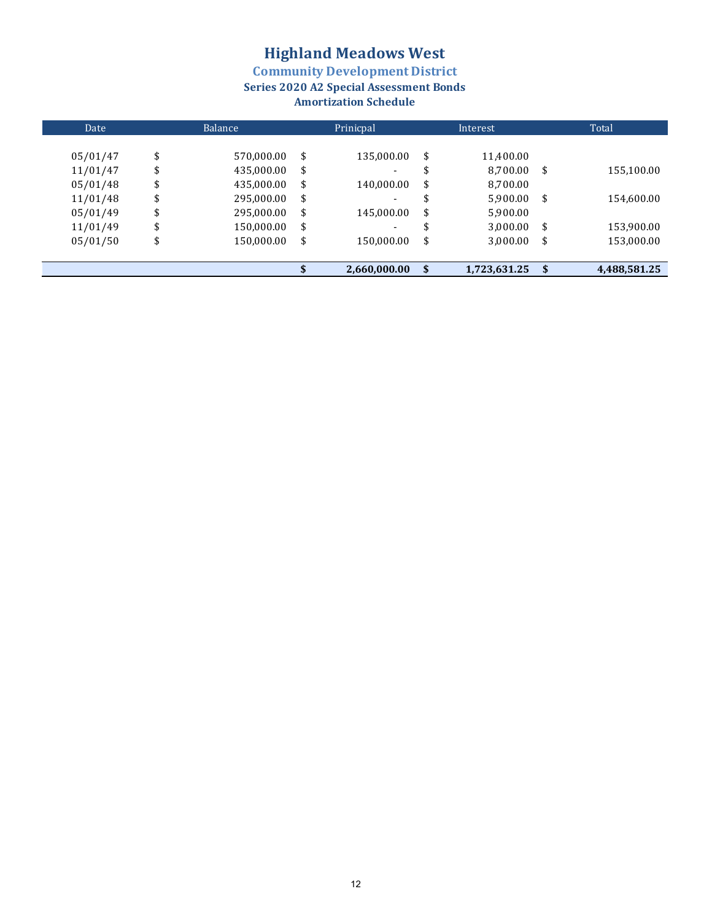# Highland Meadows West

## Community Development District

### Series 2020 A2 Special Assessment Bonds

### Amortization Schedule

| Date | Balance | Prinicpal | Interest | Total |
|---|---|---|---|---|
| 05/01/47 | $ 570,000.00 | $ 135,000.00 | $ 11,400.00 | |
| 11/01/47 | $ 435,000.00 | $ - | $ 8,700.00 | $ 155,100.00 |
| 05/01/48 | $ 435,000.00 | $ 140,000.00 | $ 8,700.00 | |
| 11/01/48 | $ 295,000.00 | $ - | $ 5,900.00 | $ 154,600.00 |
| 05/01/49 | $ 295,000.00 | $ 145,000.00 | $ 5,900.00 | |
| 11/01/49 | $ 150,000.00 | $ - | $ 3,000.00 | $ 153,900.00 |
| 05/01/50 | $ 150,000.00 | $ 150,000.00 | $ 3,000.00 | $ 153,000.00 |
| | | **$ 2,660,000.00** | **$ 1,723,631.25** | **$ 4,488,581.25** |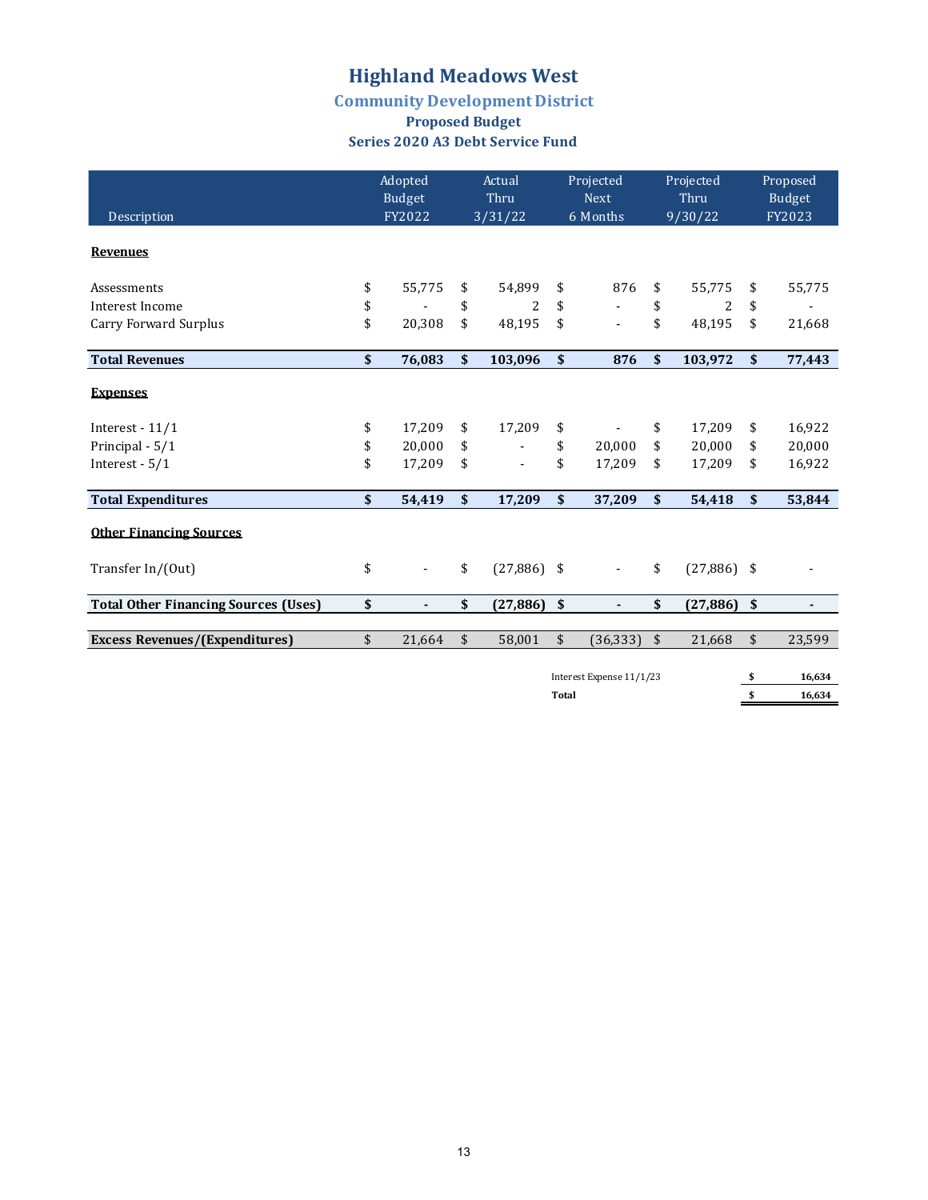# Highland Meadows West

## Community Development District

### Proposed Budget

### Series 2020 A3 Debt Service Fund

| Description | Adopted Budget FY2022 | Actual Thru 3/31/22 | Projected Next 6 Months | Projected Thru 9/30/22 | Proposed Budget FY2023 |
|---|---|---|---|---|---|
| **Revenues** | | | | | |
| Assessments | $ 55,775 | $ 54,899 | $ 876 | $ 55,775 | $ 55,775 |
| Interest Income | $ - | $ 2 | $ - | $ 2 | $ - |
| Carry Forward Surplus | $ 20,308 | $ 48,195 | $ - | $ 48,195 | $ 21,668 |
| **Total Revenues** | **$ 76,083** | **$ 103,096** | **$ 876** | **$ 103,972** | **$ 77,443** |
| **Expenses** | | | | | |
| Interest - 11/1 | $ 17,209 | $ 17,209 | $ - | $ 17,209 | $ 16,922 |
| Principal - 5/1 | $ 20,000 | $ - | $ 20,000 | $ 20,000 | $ 20,000 |
| Interest - 5/1 | $ 17,209 | $ - | $ 17,209 | $ 17,209 | $ 16,922 |
| **Total Expenditures** | **$ 54,419** | **$ 17,209** | **$ 37,209** | **$ 54,418** | **$ 53,844** |
| **Other Financing Sources** | | | | | |
| Transfer In/(Out) | $ - | $ (27,886) | $ - | $ (27,886) | $ - |
| **Total Other Financing Sources (Uses)** | **$ -** | **$ (27,886)** | **$ -** | **$ (27,886)** | **$ -** |
| **Excess Revenues/(Expenditures)** | $ 21,664 | $ 58,001 | $ (36,333) | $ 21,668 | $ 23,599 |

| | |
|---|---|
| Interest Expense 11/1/23 | $ 16,634 |
| **Total** | **$ 16,634** |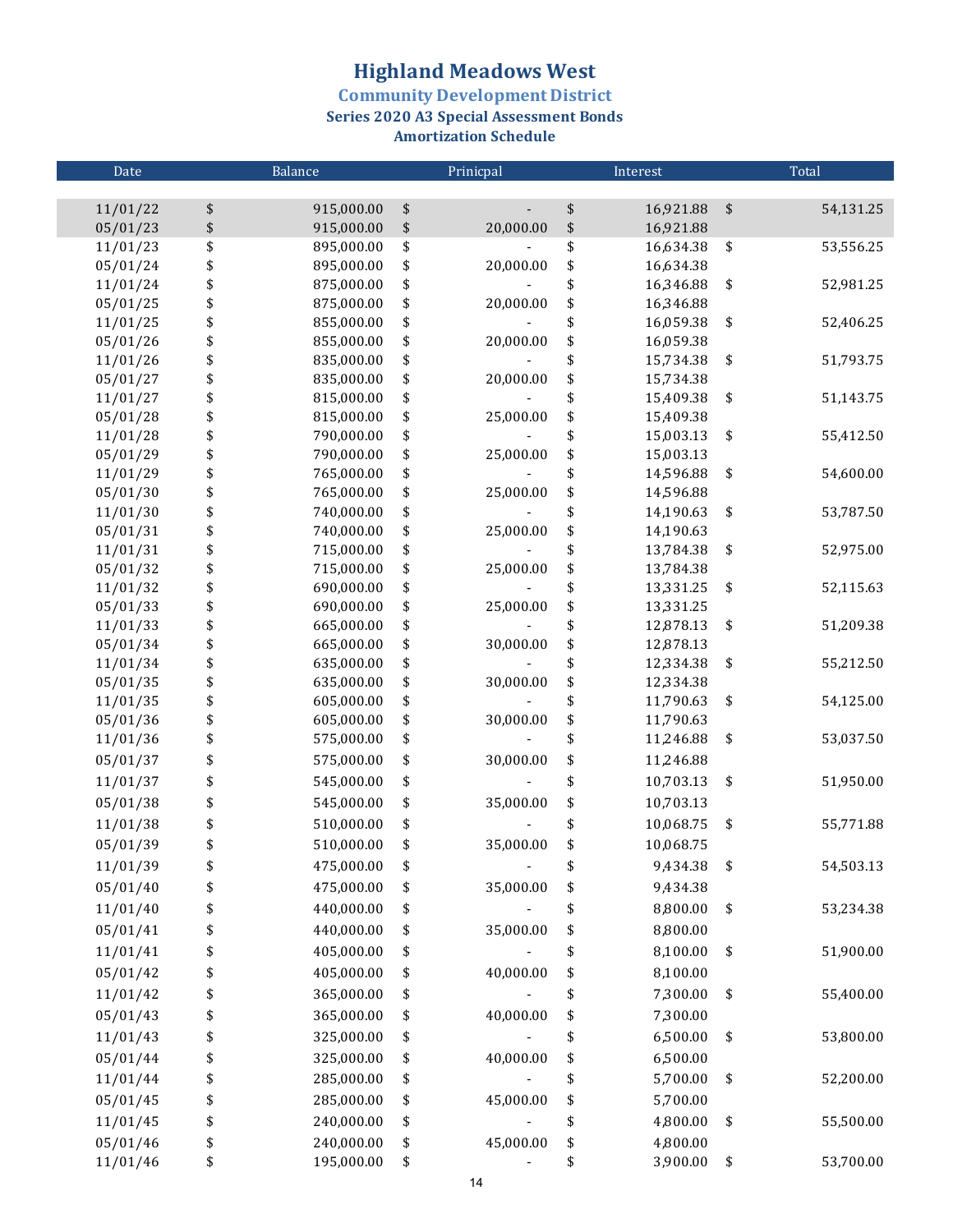# Highland Meadows West

## Community Development District

### Series 2020 A3 Special Assessment Bonds

### Amortization Schedule

| Date | Balance | Prinicpal | Interest | Total |
|---|---|---|---|---|
| 11/01/22 | $ 915,000.00 | $ - | $ 16,921.88 | $ 54,131.25 |
| 05/01/23 | $ 915,000.00 | $ 20,000.00 | $ 16,921.88 | |
| 11/01/23 | $ 895,000.00 | $ - | $ 16,634.38 | $ 53,556.25 |
| 05/01/24 | $ 895,000.00 | $ 20,000.00 | $ 16,634.38 | |
| 11/01/24 | $ 875,000.00 | $ - | $ 16,346.88 | $ 52,981.25 |
| 05/01/25 | $ 875,000.00 | $ 20,000.00 | $ 16,346.88 | |
| 11/01/25 | $ 855,000.00 | $ - | $ 16,059.38 | $ 52,406.25 |
| 05/01/26 | $ 855,000.00 | $ 20,000.00 | $ 16,059.38 | |
| 11/01/26 | $ 835,000.00 | $ - | $ 15,734.38 | $ 51,793.75 |
| 05/01/27 | $ 835,000.00 | $ 20,000.00 | $ 15,734.38 | |
| 11/01/27 | $ 815,000.00 | $ - | $ 15,409.38 | $ 51,143.75 |
| 05/01/28 | $ 815,000.00 | $ 25,000.00 | $ 15,409.38 | |
| 11/01/28 | $ 790,000.00 | $ - | $ 15,003.13 | $ 55,412.50 |
| 05/01/29 | $ 790,000.00 | $ 25,000.00 | $ 15,003.13 | |
| 11/01/29 | $ 765,000.00 | $ - | $ 14,596.88 | $ 54,600.00 |
| 05/01/30 | $ 765,000.00 | $ 25,000.00 | $ 14,596.88 | |
| 11/01/30 | $ 740,000.00 | $ - | $ 14,190.63 | $ 53,787.50 |
| 05/01/31 | $ 740,000.00 | $ 25,000.00 | $ 14,190.63 | |
| 11/01/31 | $ 715,000.00 | $ - | $ 13,784.38 | $ 52,975.00 |
| 05/01/32 | $ 715,000.00 | $ 25,000.00 | $ 13,784.38 | |
| 11/01/32 | $ 690,000.00 | $ - | $ 13,331.25 | $ 52,115.63 |
| 05/01/33 | $ 690,000.00 | $ 25,000.00 | $ 13,331.25 | |
| 11/01/33 | $ 665,000.00 | $ - | $ 12,878.13 | $ 51,209.38 |
| 05/01/34 | $ 665,000.00 | $ 30,000.00 | $ 12,878.13 | |
| 11/01/34 | $ 635,000.00 | $ - | $ 12,334.38 | $ 55,212.50 |
| 05/01/35 | $ 635,000.00 | $ 30,000.00 | $ 12,334.38 | |
| 11/01/35 | $ 605,000.00 | $ - | $ 11,790.63 | $ 54,125.00 |
| 05/01/36 | $ 605,000.00 | $ 30,000.00 | $ 11,790.63 | |
| 11/01/36 | $ 575,000.00 | $ - | $ 11,246.88 | $ 53,037.50 |
| 05/01/37 | $ 575,000.00 | $ 30,000.00 | $ 11,246.88 | |
| 11/01/37 | $ 545,000.00 | $ - | $ 10,703.13 | $ 51,950.00 |
| 05/01/38 | $ 545,000.00 | $ 35,000.00 | $ 10,703.13 | |
| 11/01/38 | $ 510,000.00 | $ - | $ 10,068.75 | $ 55,771.88 |
| 05/01/39 | $ 510,000.00 | $ 35,000.00 | $ 10,068.75 | |
| 11/01/39 | $ 475,000.00 | $ - | $ 9,434.38 | $ 54,503.13 |
| 05/01/40 | $ 475,000.00 | $ 35,000.00 | $ 9,434.38 | |
| 11/01/40 | $ 440,000.00 | $ - | $ 8,800.00 | $ 53,234.38 |
| 05/01/41 | $ 440,000.00 | $ 35,000.00 | $ 8,800.00 | |
| 11/01/41 | $ 405,000.00 | $ - | $ 8,100.00 | $ 51,900.00 |
| 05/01/42 | $ 405,000.00 | $ 40,000.00 | $ 8,100.00 | |
| 11/01/42 | $ 365,000.00 | $ - | $ 7,300.00 | $ 55,400.00 |
| 05/01/43 | $ 365,000.00 | $ 40,000.00 | $ 7,300.00 | |
| 11/01/43 | $ 325,000.00 | $ - | $ 6,500.00 | $ 53,800.00 |
| 05/01/44 | $ 325,000.00 | $ 40,000.00 | $ 6,500.00 | |
| 11/01/44 | $ 285,000.00 | $ - | $ 5,700.00 | $ 52,200.00 |
| 05/01/45 | $ 285,000.00 | $ 45,000.00 | $ 5,700.00 | |
| 11/01/45 | $ 240,000.00 | $ - | $ 4,800.00 | $ 55,500.00 |
| 05/01/46 | $ 240,000.00 | $ 45,000.00 | $ 4,800.00 | |
| 11/01/46 | $ 195,000.00 | $ - | $ 3,900.00 | $ 53,700.00 |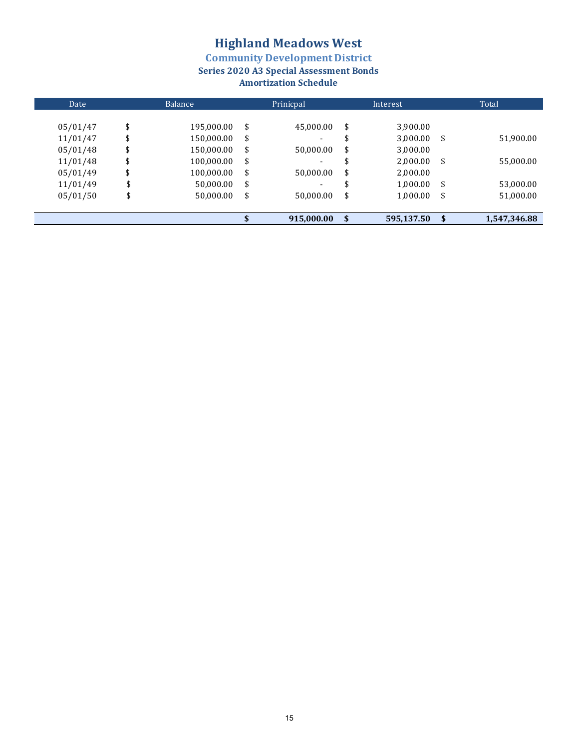# Highland Meadows West

## Community Development District

### Series 2020 A3 Special Assessment Bonds

### Amortization Schedule

| Date | Balance | Prinicpal | Interest | Total |
|---|---|---|---|---|
| 05/01/47 | $ 195,000.00 | $ 45,000.00 | $ 3,900.00 | |
| 11/01/47 | $ 150,000.00 | $ - | $ 3,000.00 | $ 51,900.00 |
| 05/01/48 | $ 150,000.00 | $ 50,000.00 | $ 3,000.00 | |
| 11/01/48 | $ 100,000.00 | $ - | $ 2,000.00 | $ 55,000.00 |
| 05/01/49 | $ 100,000.00 | $ 50,000.00 | $ 2,000.00 | |
| 11/01/49 | $ 50,000.00 | $ - | $ 1,000.00 | $ 53,000.00 |
| 05/01/50 | $ 50,000.00 | $ 50,000.00 | $ 1,000.00 | $ 51,000.00 |
| | | **$ 915,000.00** | **$ 595,137.50** | **$ 1,547,346.88** |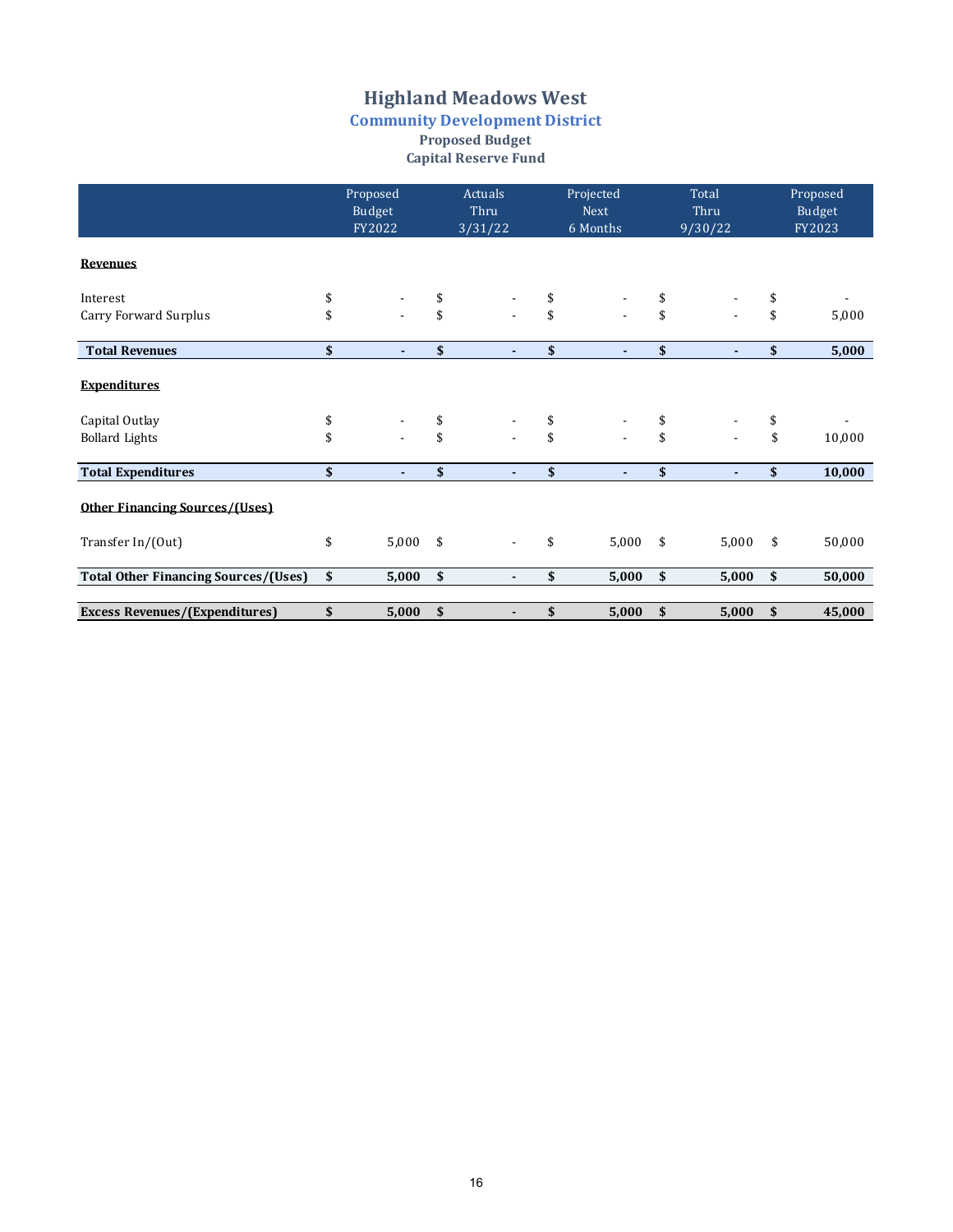# Highland Meadows West

## Community Development District

### Proposed Budget

### Capital Reserve Fund

| | Proposed Budget FY2022 | Actuals Thru 3/31/22 | Projected Next 6 Months | Total Thru 9/30/22 | Proposed Budget FY2023 |
|---|---|---|---|---|---|
| **Revenues** | | | | | |
| Interest | $ - | $ - | $ - | $ - | $ - |
| Carry Forward Surplus | $ - | $ - | $ - | $ - | $ 5,000 |
| **Total Revenues** | **$ -** | **$ -** | **$ -** | **$ -** | **$ 5,000** |
| **Expenditures** | | | | | |
| Capital Outlay | $ - | $ - | $ - | $ - | $ - |
| Bollard Lights | $ - | $ - | $ - | $ - | $ 10,000 |
| **Total Expenditures** | **$ -** | **$ -** | **$ -** | **$ -** | **$ 10,000** |
| **Other Financing Sources/(Uses)** | | | | | |
| Transfer In/(Out) | $ 5,000 | $ - | $ 5,000 | $ 5,000 | $ 50,000 |
| **Total Other Financing Sources/(Uses)** | **$ 5,000** | **$ -** | **$ 5,000** | **$ 5,000** | **$ 50,000** |
| **Excess Revenues/(Expenditures)** | **$ 5,000** | **$ -** | **$ 5,000** | **$ 5,000** | **$ 45,000** |